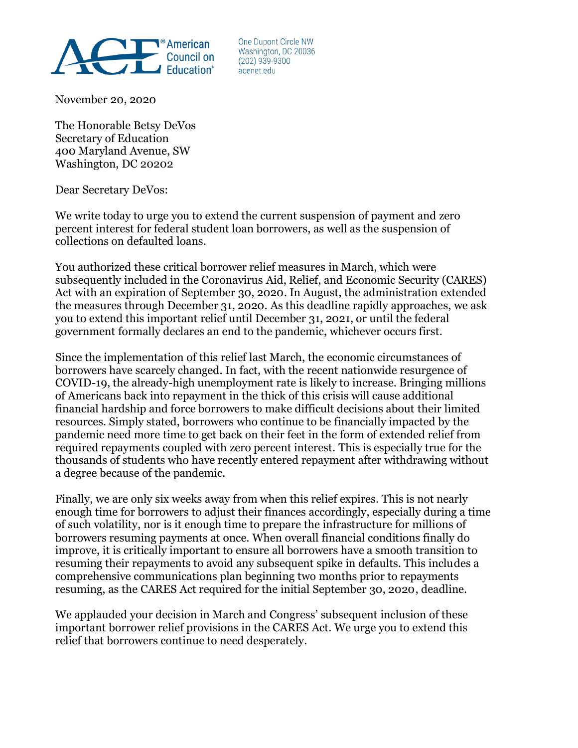American Council on Education®

One Dupont Circle NW
Washington, DC 20036
(202) 939-9300
acenet.edu

November 20, 2020

The Honorable Betsy DeVos
Secretary of Education
400 Maryland Avenue, SW
Washington, DC 20202

Dear Secretary DeVos:

We write today to urge you to extend the current suspension of payment and zero percent interest for federal student loan borrowers, as well as the suspension of collections on defaulted loans.

You authorized these critical borrower relief measures in March, which were subsequently included in the Coronavirus Aid, Relief, and Economic Security (CARES) Act with an expiration of September 30, 2020. In August, the administration extended the measures through December 31, 2020. As this deadline rapidly approaches, we ask you to extend this important relief until December 31, 2021, or until the federal government formally declares an end to the pandemic, whichever occurs first.

Since the implementation of this relief last March, the economic circumstances of borrowers have scarcely changed. In fact, with the recent nationwide resurgence of COVID-19, the already-high unemployment rate is likely to increase. Bringing millions of Americans back into repayment in the thick of this crisis will cause additional financial hardship and force borrowers to make difficult decisions about their limited resources. Simply stated, borrowers who continue to be financially impacted by the pandemic need more time to get back on their feet in the form of extended relief from required repayments coupled with zero percent interest. This is especially true for the thousands of students who have recently entered repayment after withdrawing without a degree because of the pandemic.

Finally, we are only six weeks away from when this relief expires. This is not nearly enough time for borrowers to adjust their finances accordingly, especially during a time of such volatility, nor is it enough time to prepare the infrastructure for millions of borrowers resuming payments at once. When overall financial conditions finally do improve, it is critically important to ensure all borrowers have a smooth transition to resuming their repayments to avoid any subsequent spike in defaults. This includes a comprehensive communications plan beginning two months prior to repayments resuming, as the CARES Act required for the initial September 30, 2020, deadline.

We applauded your decision in March and Congress' subsequent inclusion of these important borrower relief provisions in the CARES Act. We urge you to extend this relief that borrowers continue to need desperately.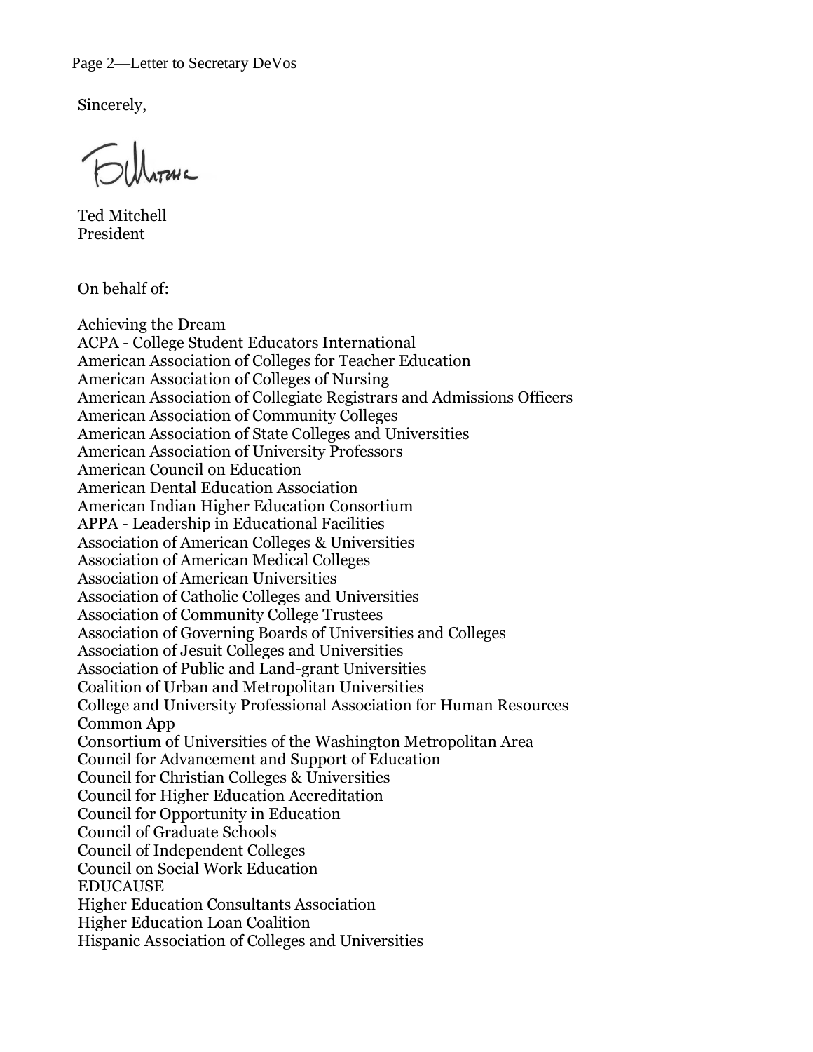Sincerely,

Ted Mitchell
President

On behalf of:

Achieving the Dream
ACPA - College Student Educators International
American Association of Colleges for Teacher Education
American Association of Colleges of Nursing
American Association of Collegiate Registrars and Admissions Officers
American Association of Community Colleges
American Association of State Colleges and Universities
American Association of University Professors
American Council on Education
American Dental Education Association
American Indian Higher Education Consortium
APPA - Leadership in Educational Facilities
Association of American Colleges & Universities
Association of American Medical Colleges
Association of American Universities
Association of Catholic Colleges and Universities
Association of Community College Trustees
Association of Governing Boards of Universities and Colleges
Association of Jesuit Colleges and Universities
Association of Public and Land-grant Universities
Coalition of Urban and Metropolitan Universities
College and University Professional Association for Human Resources
Common App
Consortium of Universities of the Washington Metropolitan Area
Council for Advancement and Support of Education
Council for Christian Colleges & Universities
Council for Higher Education Accreditation
Council for Opportunity in Education
Council of Graduate Schools
Council of Independent Colleges
Council on Social Work Education
EDUCAUSE
Higher Education Consultants Association
Higher Education Loan Coalition
Hispanic Association of Colleges and Universities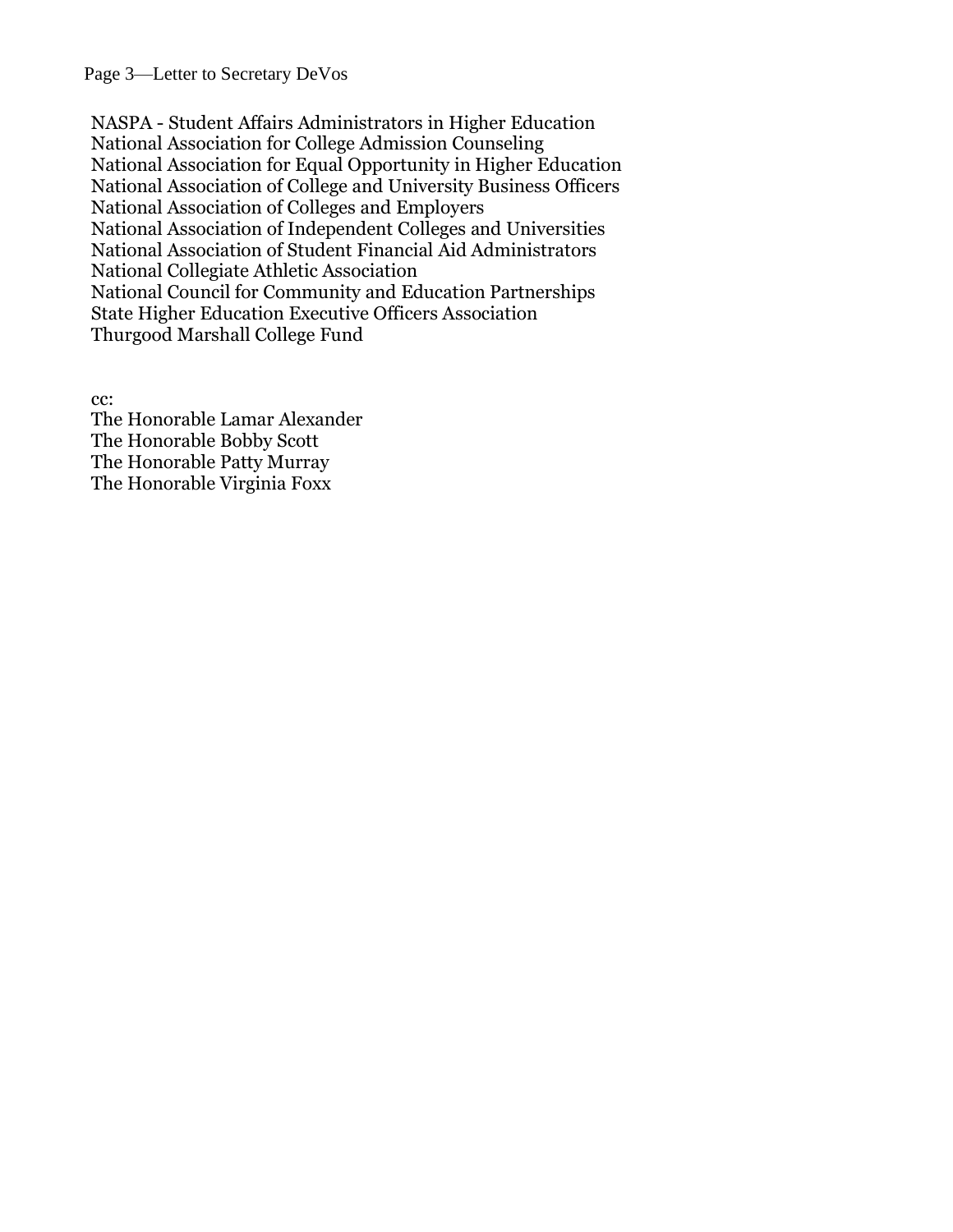NASPA - Student Affairs Administrators in Higher Education
National Association for College Admission Counseling
National Association for Equal Opportunity in Higher Education
National Association of College and University Business Officers
National Association of Colleges and Employers
National Association of Independent Colleges and Universities
National Association of Student Financial Aid Administrators
National Collegiate Athletic Association
National Council for Community and Education Partnerships
State Higher Education Executive Officers Association
Thurgood Marshall College Fund

cc:
The Honorable Lamar Alexander
The Honorable Bobby Scott
The Honorable Patty Murray
The Honorable Virginia Foxx